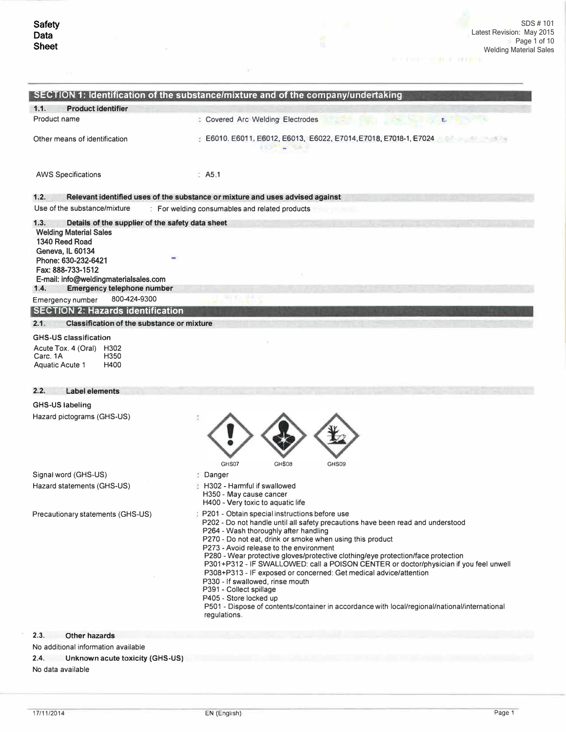# Safety Data Sheet

SDS # 101
Latest Revision: May 2015
Welding Material Sales

## SECTION 1: Identification of the substance/mixture and of the company/undertaking

### 1.1. Product identifier

Product name : Covered Arc Welding Electrodes

Other means of identification : E6010, E6011, E6012, E6013, E6022, E7014, E7018, E7018-1, E7024

AWS Specifications : A5.1

### 1.2. Relevant identified uses of the substance or mixture and uses advised against

Use of the substance/mixture : For welding consumables and related products

### 1.3. Details of the supplier of the safety data sheet

**Welding Material Sales**
**1340 Reed Road**
**Geneva, IL 60134**
**Phone: 630-232-6421**
**Fax: 888-733-1512**
**E-mail: info@weldingmaterialsales.com**

### 1.4. Emergency telephone number

Emergency number 800-424-9300

## SECTION 2: Hazards identification

### 2.1. Classification of the substance or mixture

**GHS-US classification**

| | |
|---|---|
| Acute Tox. 4 (Oral) | H302 |
| Carc. 1A | H350 |
| Aquatic Acute 1 | H400 |

### 2.2. Label elements

**GHS-US labeling**

Hazard pictograms (GHS-US) : GHS07 GHS08 GHS09

Signal word (GHS-US) : Danger

Hazard statements (GHS-US) :
- H302 - Harmful if swallowed
- H350 - May cause cancer
- H400 - Very toxic to aquatic life

Precautionary statements (GHS-US) :
- P201 - Obtain special instructions before use
- P202 - Do not handle until all safety precautions have been read and understood
- P264 - Wash thoroughly after handling
- P270 - Do not eat, drink or smoke when using this product
- P273 - Avoid release to the environment
- P280 - Wear protective gloves/protective clothing/eye protection/face protection
- P301+P312 - IF SWALLOWED: call a POISON CENTER or doctor/physician if you feel unwell
- P308+P313 - IF exposed or concerned: Get medical advice/attention
- P330 - If swallowed, rinse mouth
- P391 - Collect spillage
- P405 - Store locked up
- P501 - Dispose of contents/container in accordance with local/regional/national/international regulations.

### 2.3. Other hazards

No additional information available

### 2.4. Unknown acute toxicity (GHS-US)

No data available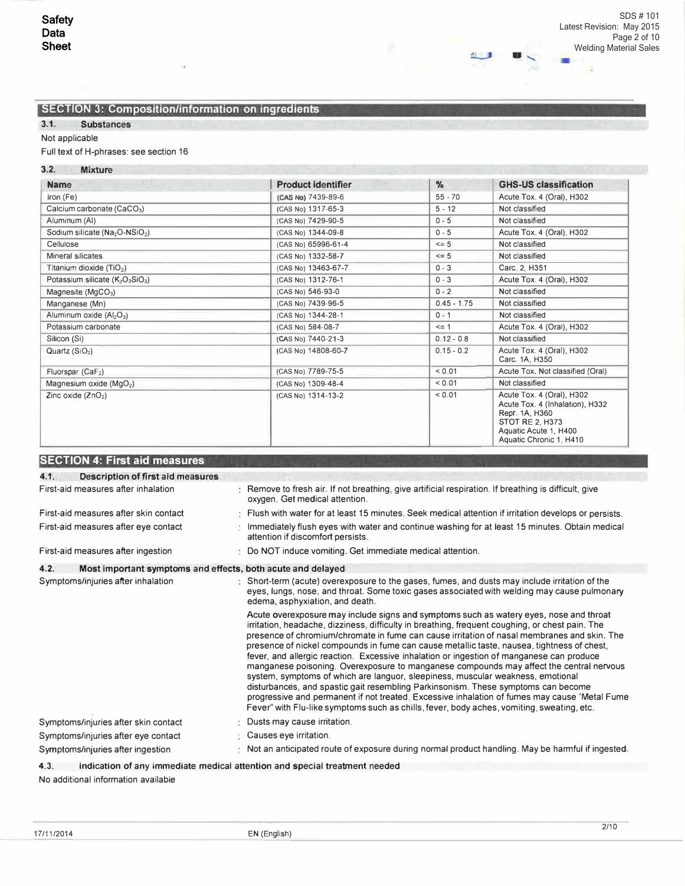## SECTION 3: Composition/information on ingredients

### 3.1. Substances

Not applicable

Full text of H-phrases: see section 16

### 3.2. Mixture

| Name | Product identifier | % | GHS-US classification |
|---|---|---|---|
| Iron (Fe) | (CAS No) 7439-89-6 | 55 - 70 | Acute Tox. 4 (Oral), H302 |
| Calcium carbonate ($CaCO_3$) | (CAS No) 1317-65-3 | 5 - 12 | Not classified |
| Aluminum (Al) | (CAS No) 7429-90-5 | 0 - 5 | Not classified |
| Sodium silicate ($Na_2O$-$NSiO_2$) | (CAS No) 1344-09-8 | 0 - 5 | Acute Tox. 4 (Oral), H302 |
| Cellulose | (CAS No) 65996-61-4 | <= 5 | Not classified |
| Mineral silicates | (CAS No) 1332-58-7 | <= 5 | Not classified |
| Titanium dioxide ($TiO_2$) | (CAS No) 13463-67-7 | 0 - 3 | Carc. 2, H351 |
| Potassium silicate ($K_2O_3SiO_3$) | (CAS No) 1312-76-1 | 0 - 3 | Acute Tox. 4 (Oral), H302 |
| Magnesite ($MgCO_3$) | (CAS No) 546-93-0 | 0 - 2 | Not classified |
| Manganese (Mn) | (CAS No) 7439-96-5 | 0.45 - 1.75 | Not classified |
| Aluminum oxide ($Al_2O_3$) | (CAS No) 1344-28-1 | 0 - 1 | Not classified |
| Potassium carbonate | (CAS No) 584-08-7 | <= 1 | Acute Tox. 4 (Oral), H302 |
| Silicon (Si) | (CAS No) 7440-21-3 | 0.12 - 0.8 | Not classified |
| Quartz ($SiO_2$) | (CAS No) 14808-60-7 | 0.15 - 0.2 | Acute Tox. 4 (Oral), H302<br>Carc. 1A, H350 |
| Fluorspar ($CaF_2$) | (CAS No) 7789-75-5 | < 0.01 | Acute Tox. Not classified (Oral) |
| Magnesium oxide ($MgO_2$) | (CAS No) 1309-48-4 | < 0.01 | Not classified |
| Zinc oxide ($ZnO_2$) | (CAS No) 1314-13-2 | < 0.01 | Acute Tox. 4 (Oral), H302<br>Acute Tox. 4 (Inhalation), H332<br>Repr. 1A, H360<br>STOT RE 2, H373<br>Aquatic Acute 1, H400<br>Aquatic Chronic 1, H410 |

## SECTION 4: First aid measures

### 4.1. Description of first aid measures

First-aid measures after inhalation : Remove to fresh air. If not breathing, give artificial respiration. If breathing is difficult, give oxygen. Get medical attention.

First-aid measures after skin contact : Flush with water for at least 15 minutes. Seek medical attention if irritation develops or persists.

First-aid measures after eye contact : Immediately flush eyes with water and continue washing for at least 15 minutes. Obtain medical attention if discomfort persists.

First-aid measures after ingestion : Do NOT induce vomiting. Get immediate medical attention.

### 4.2. Most important symptoms and effects, both acute and delayed

Symptoms/injuries after inhalation : Short-term (acute) overexposure to the gases, fumes, and dusts may include irritation of the eyes, lungs, nose, and throat. Some toxic gases associated with welding may cause pulmonary edema, asphyxiation, and death.

Acute overexposure may include signs and symptoms such as watery eyes, nose and throat irritation, headache, dizziness, difficulty in breathing, frequent coughing, or chest pain. The presence of chromium/chromate in fume can cause irritation of nasal membranes and skin. The presence of nickel compounds in fume can cause metallic taste, nausea, tightness of chest, fever, and allergic reaction. Excessive inhalation or ingestion of manganese can produce manganese poisoning. Overexposure to manganese compounds may affect the central nervous system, symptoms of which are languor, sleepiness, muscular weakness, emotional disturbances, and spastic gait resembling Parkinsonism. These symptoms can become progressive and permanent if not treated. Excessive inhalation of fumes may cause "Metal Fume Fever" with Flu-like symptoms such as chills, fever, body aches, vomiting, sweating, etc.

Symptoms/injuries after skin contact : Dusts may cause irritation.

Symptoms/injuries after eye contact : Causes eye irritation.

Symptoms/injuries after ingestion : Not an anticipated route of exposure during normal product handling. May be harmful if ingested.

### 4.3. Indication of any immediate medical attention and special treatment needed

No additional information available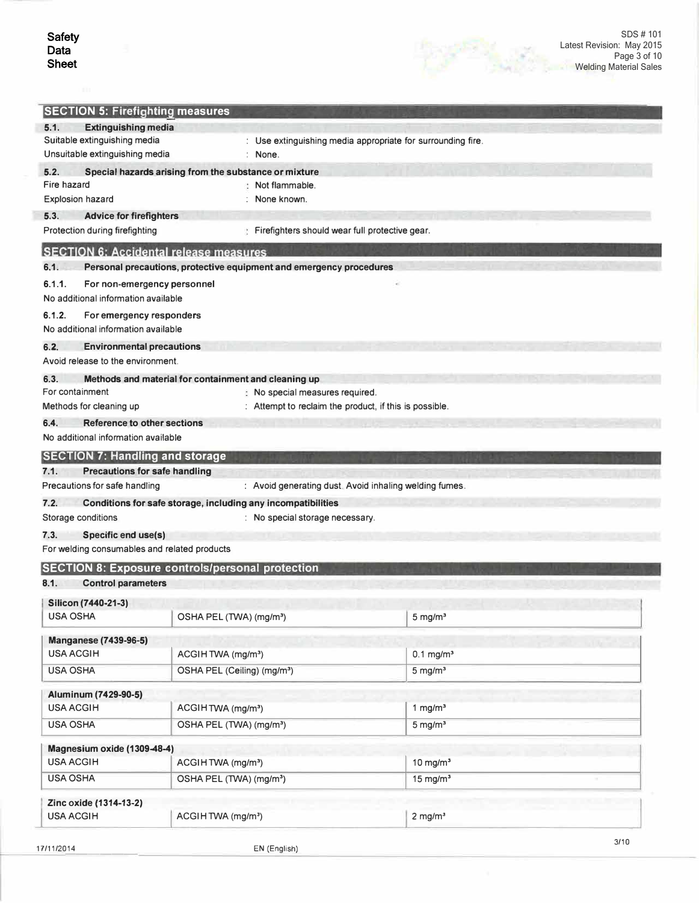## SECTION 5: Firefighting measures

### 5.1. Extinguishing media

Suitable extinguishing media : Use extinguishing media appropriate for surrounding fire.

Unsuitable extinguishing media : None.

### 5.2. Special hazards arising from the substance or mixture

Fire hazard : Not flammable.

Explosion hazard : None known.

### 5.3. Advice for firefighters

Protection during firefighting : Firefighters should wear full protective gear.

## SECTION 6: Accidental release measures

### 6.1. Personal precautions, protective equipment and emergency procedures

#### 6.1.1. For non-emergency personnel

No additional information available

#### 6.1.2. For emergency responders

No additional information available

### 6.2. Environmental precautions

Avoid release to the environment.

### 6.3. Methods and material for containment and cleaning up

For containment : No special measures required.

Methods for cleaning up : Attempt to reclaim the product, if this is possible.

### 6.4. Reference to other sections

No additional information available

## SECTION 7: Handling and storage

### 7.1. Precautions for safe handling

Precautions for safe handling : Avoid generating dust. Avoid inhaling welding fumes.

### 7.2. Conditions for safe storage, including any incompatibilities

Storage conditions : No special storage necessary.

### 7.3. Specific end use(s)

For welding consumables and related products

## SECTION 8: Exposure controls/personal protection

### 8.1. Control parameters

| Silicon (7440-21-3) | | |
|---|---|---|
| USA OSHA | OSHA PEL (TWA) (mg/m³) | 5 mg/m³ |

| Manganese (7439-96-5) | | |
|---|---|---|
| USA ACGIH | ACGIH TWA (mg/m³) | 0.1 mg/m³ |
| USA OSHA | OSHA PEL (Ceiling) (mg/m³) | 5 mg/m³ |

| Aluminum (7429-90-5) | | |
|---|---|---|
| USA ACGIH | ACGIH TWA (mg/m³) | 1 mg/m³ |
| USA OSHA | OSHA PEL (TWA) (mg/m³) | 5 mg/m³ |

| Magnesium oxide (1309-48-4) | | |
|---|---|---|
| USA ACGIH | ACGIH TWA (mg/m³) | 10 mg/m³ |
| USA OSHA | OSHA PEL (TWA) (mg/m³) | 15 mg/m³ |

| Zinc oxide (1314-13-2) | | |
|---|---|---|
| USA ACGIH | ACGIH TWA (mg/m³) | 2 mg/m³ |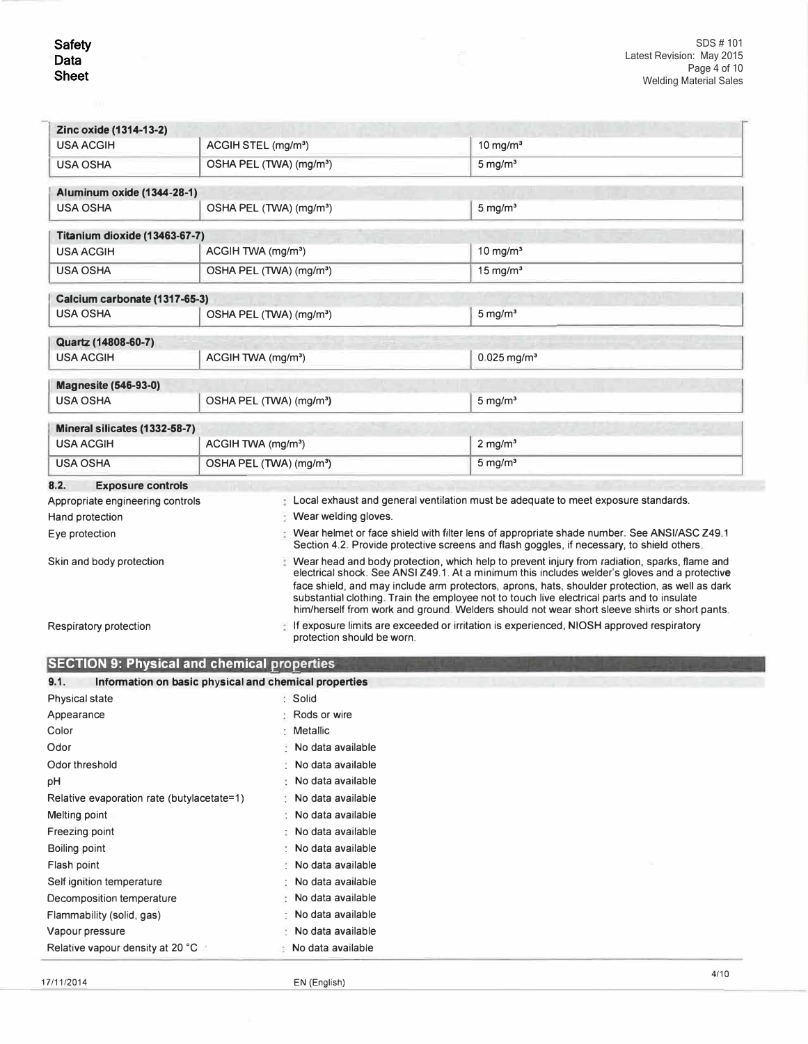| Zinc oxide (1314-13-2) | | |
|---|---|---|
| USA ACGIH | ACGIH STEL (mg/m³) | 10 mg/m³ |
| USA OSHA | OSHA PEL (TWA) (mg/m³) | 5 mg/m³ |

| Aluminum oxide (1344-28-1) | | |
|---|---|---|
| USA OSHA | OSHA PEL (TWA) (mg/m³) | 5 mg/m³ |

| Titanium dioxide (13463-67-7) | | |
|---|---|---|
| USA ACGIH | ACGIH TWA (mg/m³) | 10 mg/m³ |
| USA OSHA | OSHA PEL (TWA) (mg/m³) | 15 mg/m³ |

| Calcium carbonate (1317-65-3) | | |
|---|---|---|
| USA OSHA | OSHA PEL (TWA) (mg/m³) | 5 mg/m³ |

| Quartz (14808-60-7) | | |
|---|---|---|
| USA ACGIH | ACGIH TWA (mg/m³) | 0.025 mg/m³ |

| Magnesite (546-93-0) | | |
|---|---|---|
| USA OSHA | OSHA PEL (TWA) (mg/m³) | 5 mg/m³ |

| Mineral silicates (1332-58-7) | | |
|---|---|---|
| USA ACGIH | ACGIH TWA (mg/m³) | 2 mg/m³ |
| USA OSHA | OSHA PEL (TWA) (mg/m³) | 5 mg/m³ |

### 8.2. Exposure controls

Appropriate engineering controls : Local exhaust and general ventilation must be adequate to meet exposure standards.

Hand protection : Wear welding gloves.

Eye protection : Wear helmet or face shield with filter lens of appropriate shade number. See ANSI/ASC Z49.1 Section 4.2. Provide protective screens and flash goggles, if necessary, to shield others.

Skin and body protection : Wear head and body protection, which help to prevent injury from radiation, sparks, flame and electrical shock. See ANSI Z49.1. At a minimum this includes welder's gloves and a protective face shield, and may include arm protectors, aprons, hats, shoulder protection, as well as dark substantial clothing. Train the employee not to touch live electrical parts and to insulate him/herself from work and ground. Welders should not wear short sleeve shirts or short pants.

Respiratory protection : If exposure limits are exceeded or irritation is experienced, NIOSH approved respiratory protection should be worn.

## SECTION 9: Physical and chemical properties

### 9.1. Information on basic physical and chemical properties

Physical state : Solid

Appearance : Rods or wire

Color : Metallic

Odor : No data available

Odor threshold : No data available

pH : No data available

Relative evaporation rate (butylacetate=1) : No data available

Melting point : No data available

Freezing point : No data available

Boiling point : No data available

Flash point : No data available

Self ignition temperature : No data available

Decomposition temperature : No data available

Flammability (solid, gas) : No data available

Vapour pressure : No data available

Relative vapour density at 20 °C : No data available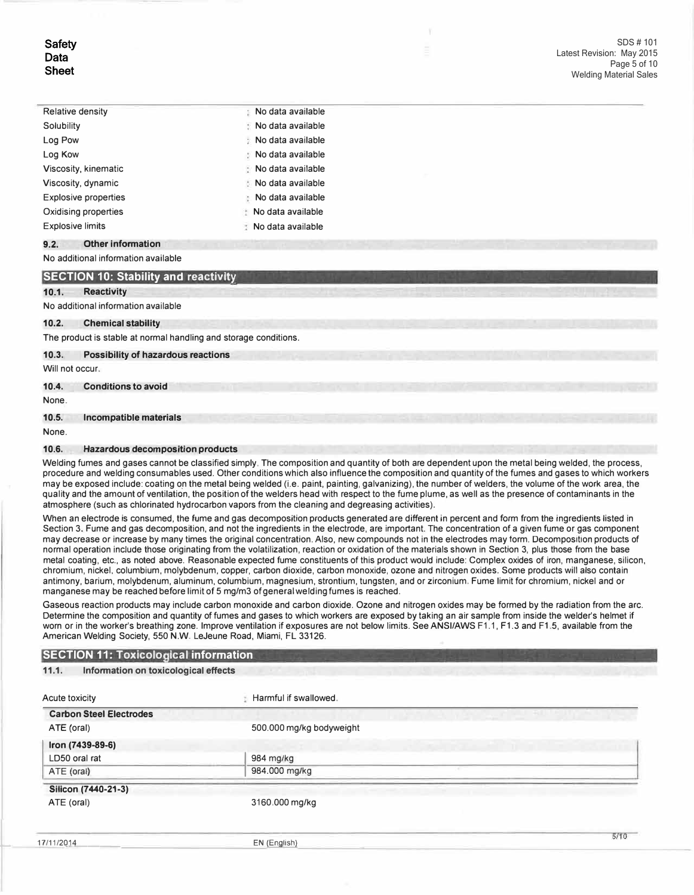| | |
|---|---|
| Relative density | : No data available |
| Solubility | : No data available |
| Log Pow | : No data available |
| Log Kow | : No data available |
| Viscosity, kinematic | : No data available |
| Viscosity, dynamic | : No data available |
| Explosive properties | : No data available |
| Oxidising properties | : No data available |
| Explosive limits | : No data available |

### 9.2. Other information

No additional information available

## SECTION 10: Stability and reactivity

### 10.1. Reactivity

No additional information available

### 10.2. Chemical stability

The product is stable at normal handling and storage conditions.

### 10.3. Possibility of hazardous reactions

Will not occur.

### 10.4. Conditions to avoid

None.

### 10.5. Incompatible materials

None.

### 10.6. Hazardous decomposition products

Welding fumes and gases cannot be classified simply. The composition and quantity of both are dependent upon the metal being welded, the process, procedure and welding consumables used. Other conditions which also influence the composition and quantity of the fumes and gases to which workers may be exposed include: coating on the metal being welded (i.e. paint, painting, galvanizing), the number of welders, the volume of the work area, the quality and the amount of ventilation, the position of the welders head with respect to the fume plume, as well as the presence of contaminants in the atmosphere (such as chlorinated hydrocarbon vapors from the cleaning and degreasing activities).

When an electrode is consumed, the fume and gas decomposition products generated are different in percent and form from the ingredients listed in Section 3. Fume and gas decomposition, and not the ingredients in the electrode, are important. The concentration of a given fume or gas component may decrease or increase by many times the original concentration. Also, new compounds not in the electrodes may form. Decomposition products of normal operation include those originating from the volatilization, reaction or oxidation of the materials shown in Section 3, plus those from the base metal coating, etc., as noted above. Reasonable expected fume constituents of this product would include: Complex oxides of iron, manganese, silicon, chromium, nickel, columbium, molybdenum, copper, carbon dioxide, carbon monoxide, ozone and nitrogen oxides. Some products will also contain antimony, barium, molybdenum, aluminum, columbium, magnesium, strontium, tungsten, and or zirconium. Fume limit for chromium, nickel and or manganese may be reached before limit of 5 mg/m3 of general welding fumes is reached.

Gaseous reaction products may include carbon monoxide and carbon dioxide. Ozone and nitrogen oxides may be formed by the radiation from the arc. Determine the composition and quantity of fumes and gases to which workers are exposed by taking an air sample from inside the welder's helmet if worn or in the worker's breathing zone. Improve ventilation if exposures are not below limits. See ANSI/AWS F1.1, F1.3 and F1.5, available from the American Welding Society, 550 N.W. LeJeune Road, Miami, FL 33126.

## SECTION 11: Toxicological information

### 11.1. Information on toxicological effects

| | |
|---|---|
| Acute toxicity | : Harmful if swallowed. |
| **Carbon Steel Electrodes** | |
| ATE (oral) | 500.000 mg/kg bodyweight |
| **Iron (7439-89-6)** | |
| LD50 oral rat | 984 mg/kg |
| ATE (oral) | 984.000 mg/kg |
| **Silicon (7440-21-3)** | |
| ATE (oral) | 3160.000 mg/kg |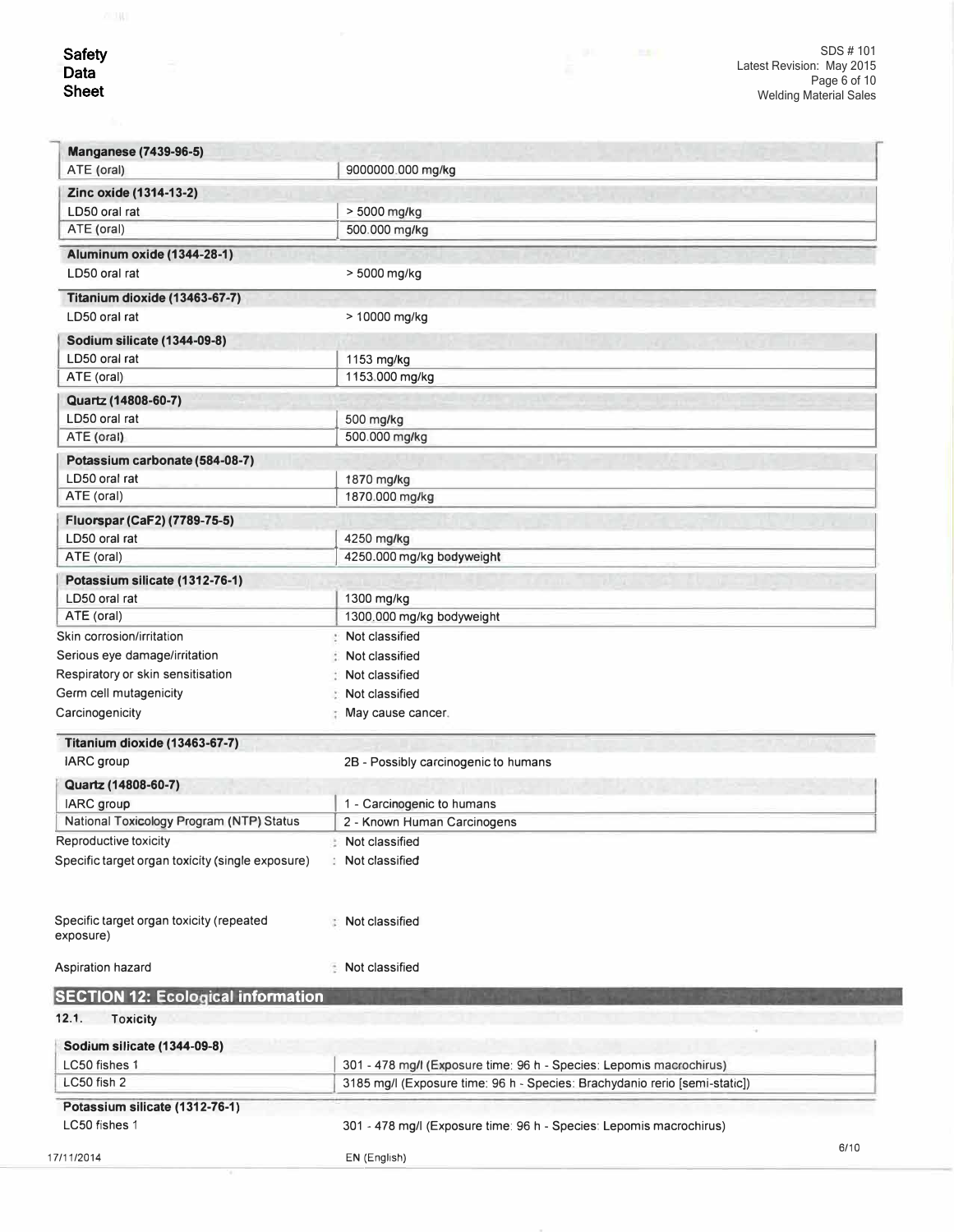| Manganese (7439-96-5) | |
|---|---|
| ATE (oral) | 9000000.000 mg/kg |

| Zinc oxide (1314-13-2) | |
|---|---|
| LD50 oral rat | > 5000 mg/kg |
| ATE (oral) | 500.000 mg/kg |

| Aluminum oxide (1344-28-1) | |
|---|---|
| LD50 oral rat | > 5000 mg/kg |

| Titanium dioxide (13463-67-7) | |
|---|---|
| LD50 oral rat | > 10000 mg/kg |

| Sodium silicate (1344-09-8) | |
|---|---|
| LD50 oral rat | 1153 mg/kg |
| ATE (oral) | 1153.000 mg/kg |

| Quartz (14808-60-7) | |
|---|---|
| LD50 oral rat | 500 mg/kg |
| ATE (oral) | 500.000 mg/kg |

| Potassium carbonate (584-08-7) | |
|---|---|
| LD50 oral rat | 1870 mg/kg |
| ATE (oral) | 1870.000 mg/kg |

| Fluorspar (CaF2) (7789-75-5) | |
|---|---|
| LD50 oral rat | 4250 mg/kg |
| ATE (oral) | 4250.000 mg/kg bodyweight |

| Potassium silicate (1312-76-1) | |
|---|---|
| LD50 oral rat | 1300 mg/kg |
| ATE (oral) | 1300.000 mg/kg bodyweight |

Skin corrosion/irritation : Not classified

Serious eye damage/irritation : Not classified

Respiratory or skin sensitisation : Not classified

Germ cell mutagenicity : Not classified

Carcinogenicity : May cause cancer.

| Titanium dioxide (13463-67-7) | |
|---|---|
| IARC group | 2B - Possibly carcinogenic to humans |

| Quartz (14808-60-7) | |
|---|---|
| IARC group | 1 - Carcinogenic to humans |
| National Toxicology Program (NTP) Status | 2 - Known Human Carcinogens |

Reproductive toxicity : Not classified

Specific target organ toxicity (single exposure) : Not classified

Specific target organ toxicity (repeated exposure) : Not classified

Aspiration hazard : Not classified

## SECTION 12: Ecological information

### 12.1. Toxicity

| Sodium silicate (1344-09-8) | |
|---|---|
| LC50 fishes 1 | 301 - 478 mg/l (Exposure time: 96 h - Species: Lepomis macrochirus) |
| LC50 fish 2 | 3185 mg/l (Exposure time: 96 h - Species: Brachydanio rerio [semi-static]) |

| Potassium silicate (1312-76-1) | |
|---|---|
| LC50 fishes 1 | 301 - 478 mg/l (Exposure time: 96 h - Species: Lepomis macrochirus) |

17/11/2014 EN (English)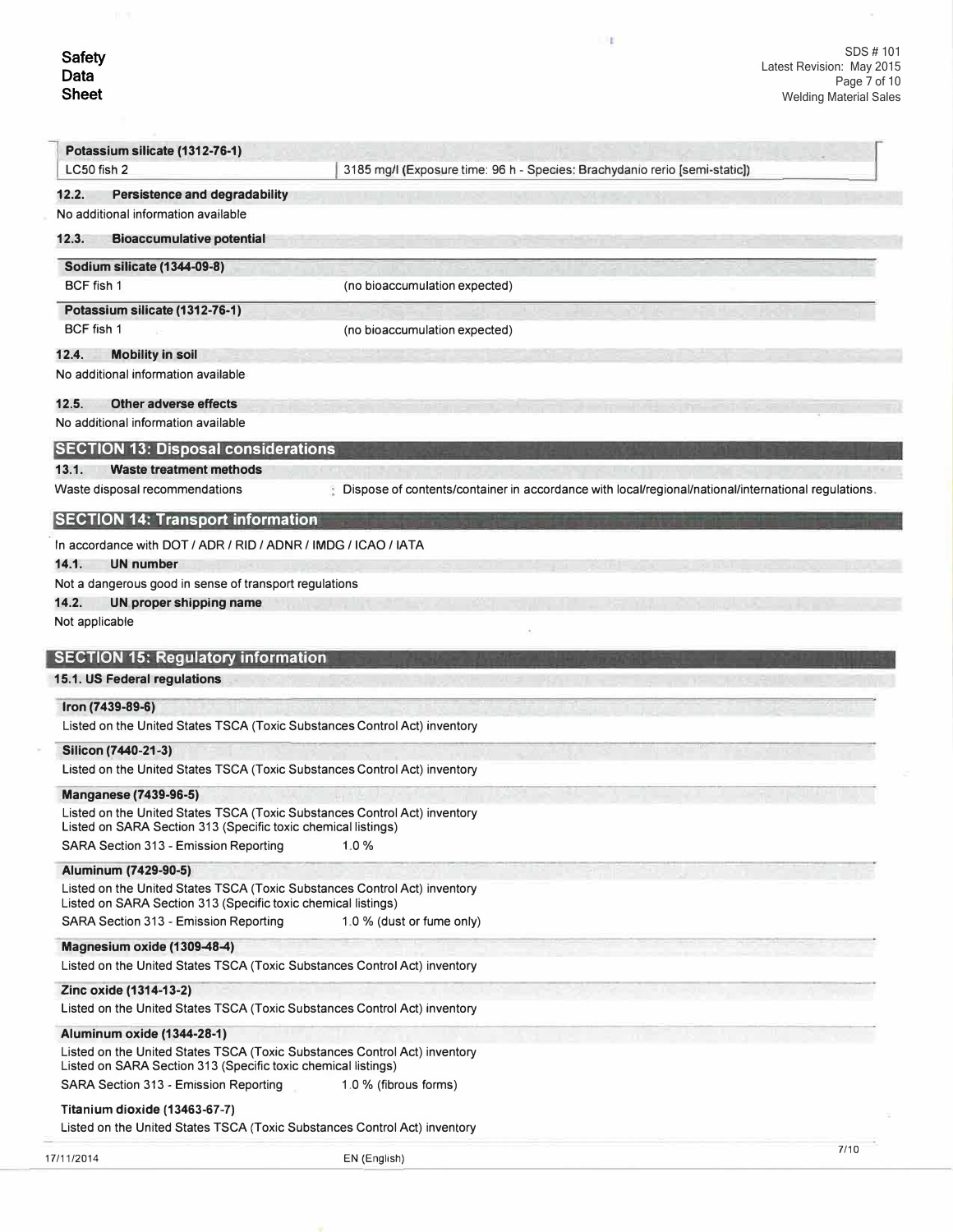| Potassium silicate (1312-76-1) | |
|---|---|
| LC50 fish 2 | 3185 mg/l (Exposure time: 96 h - Species: Brachydanio rerio [semi-static]) |

### 12.2. Persistence and degradability

No additional information available

### 12.3. Bioaccumulative potential

| Sodium silicate (1344-09-8) | |
|---|---|
| BCF fish 1 | (no bioaccumulation expected) |

| Potassium silicate (1312-76-1) | |
|---|---|
| BCF fish 1 | (no bioaccumulation expected) |

### 12.4. Mobility in soil

No additional information available

### 12.5. Other adverse effects

No additional information available

## SECTION 13: Disposal considerations

### 13.1. Waste treatment methods

Waste disposal recommendations : Dispose of contents/container in accordance with local/regional/national/international regulations.

## SECTION 14: Transport information

In accordance with DOT / ADR / RID / ADNR / IMDG / ICAO / IATA

### 14.1. UN number

Not a dangerous good in sense of transport regulations

### 14.2. UN proper shipping name

Not applicable

## SECTION 15: Regulatory information

### 15.1. US Federal regulations

**Iron (7439-89-6)**

Listed on the United States TSCA (Toxic Substances Control Act) inventory

**Silicon (7440-21-3)**

Listed on the United States TSCA (Toxic Substances Control Act) inventory

**Manganese (7439-96-5)**

Listed on the United States TSCA (Toxic Substances Control Act) inventory
Listed on SARA Section 313 (Specific toxic chemical listings)

SARA Section 313 - Emission Reporting 1.0 %

**Aluminum (7429-90-5)**

Listed on the United States TSCA (Toxic Substances Control Act) inventory
Listed on SARA Section 313 (Specific toxic chemical listings)

SARA Section 313 - Emission Reporting 1.0 % (dust or fume only)

**Magnesium oxide (1309-48-4)**

Listed on the United States TSCA (Toxic Substances Control Act) inventory

**Zinc oxide (1314-13-2)**

Listed on the United States TSCA (Toxic Substances Control Act) inventory

**Aluminum oxide (1344-28-1)**

Listed on the United States TSCA (Toxic Substances Control Act) inventory
Listed on SARA Section 313 (Specific toxic chemical listings)

SARA Section 313 - Emission Reporting 1.0 % (fibrous forms)

**Titanium dioxide (13463-67-7)**

Listed on the United States TSCA (Toxic Substances Control Act) inventory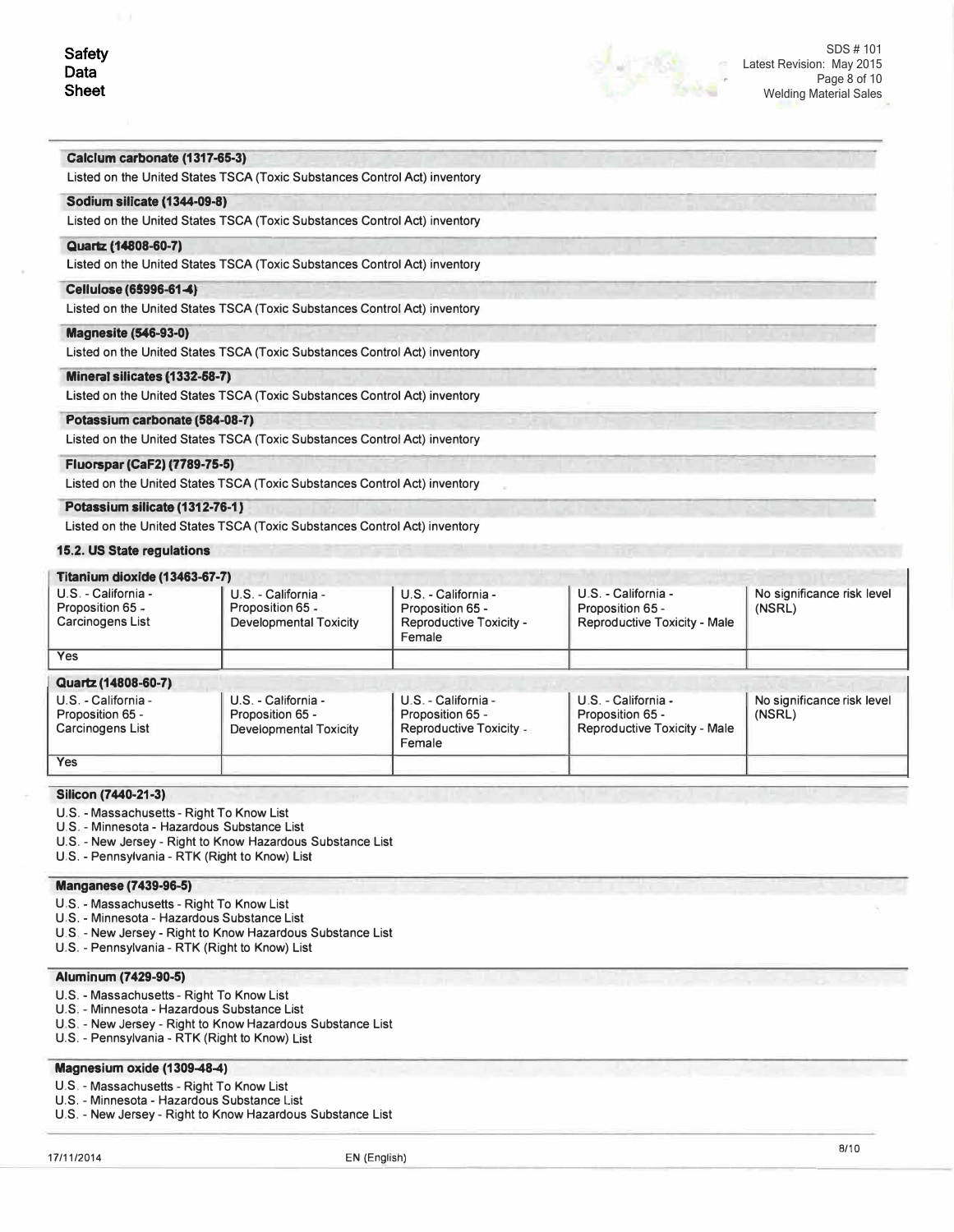**Calcium carbonate (1317-65-3)**

Listed on the United States TSCA (Toxic Substances Control Act) inventory

**Sodium silicate (1344-09-8)**

Listed on the United States TSCA (Toxic Substances Control Act) inventory

**Quartz (14808-60-7)**

Listed on the United States TSCA (Toxic Substances Control Act) inventory

**Cellulose (65996-61-4)**

Listed on the United States TSCA (Toxic Substances Control Act) inventory

**Magnesite (546-93-0)**

Listed on the United States TSCA (Toxic Substances Control Act) inventory

**Mineral silicates (1332-58-7)**

Listed on the United States TSCA (Toxic Substances Control Act) inventory

**Potassium carbonate (584-08-7)**

Listed on the United States TSCA (Toxic Substances Control Act) inventory

**Fluorspar (CaF2) (7789-75-5)**

Listed on the United States TSCA (Toxic Substances Control Act) inventory

**Potassium silicate (1312-76-1)**

Listed on the United States TSCA (Toxic Substances Control Act) inventory

### 15.2. US State regulations

**Titanium dioxide (13463-67-7)**

| U.S. - California - Proposition 65 - Carcinogens List | U.S. - California - Proposition 65 - Developmental Toxicity | U.S. - California - Proposition 65 - Reproductive Toxicity - Female | U.S. - California - Proposition 65 - Reproductive Toxicity - Male | No significance risk level (NSRL) |
|---|---|---|---|---|
| Yes | | | | |

**Quartz (14808-60-7)**

| U.S. - California - Proposition 65 - Carcinogens List | U.S. - California - Proposition 65 - Developmental Toxicity | U.S. - California - Proposition 65 - Reproductive Toxicity - Female | U.S. - California - Proposition 65 - Reproductive Toxicity - Male | No significance risk level (NSRL) |
|---|---|---|---|---|
| Yes | | | | |

**Silicon (7440-21-3)**

- U.S. - Massachusetts - Right To Know List
- U.S. - Minnesota - Hazardous Substance List
- U.S. - New Jersey - Right to Know Hazardous Substance List
- U.S. - Pennsylvania - RTK (Right to Know) List

**Manganese (7439-96-5)**

- U.S. - Massachusetts - Right To Know List
- U.S. - Minnesota - Hazardous Substance List
- U.S. - New Jersey - Right to Know Hazardous Substance List
- U.S. - Pennsylvania - RTK (Right to Know) List

**Aluminum (7429-90-5)**

- U.S. - Massachusetts - Right To Know List
- U.S. - Minnesota - Hazardous Substance List
- U.S. - New Jersey - Right to Know Hazardous Substance List
- U.S. - Pennsylvania - RTK (Right to Know) List

**Magnesium oxide (1309-48-4)**

- U.S. - Massachusetts - Right To Know List
- U.S. - Minnesota - Hazardous Substance List
- U.S. - New Jersey - Right to Know Hazardous Substance List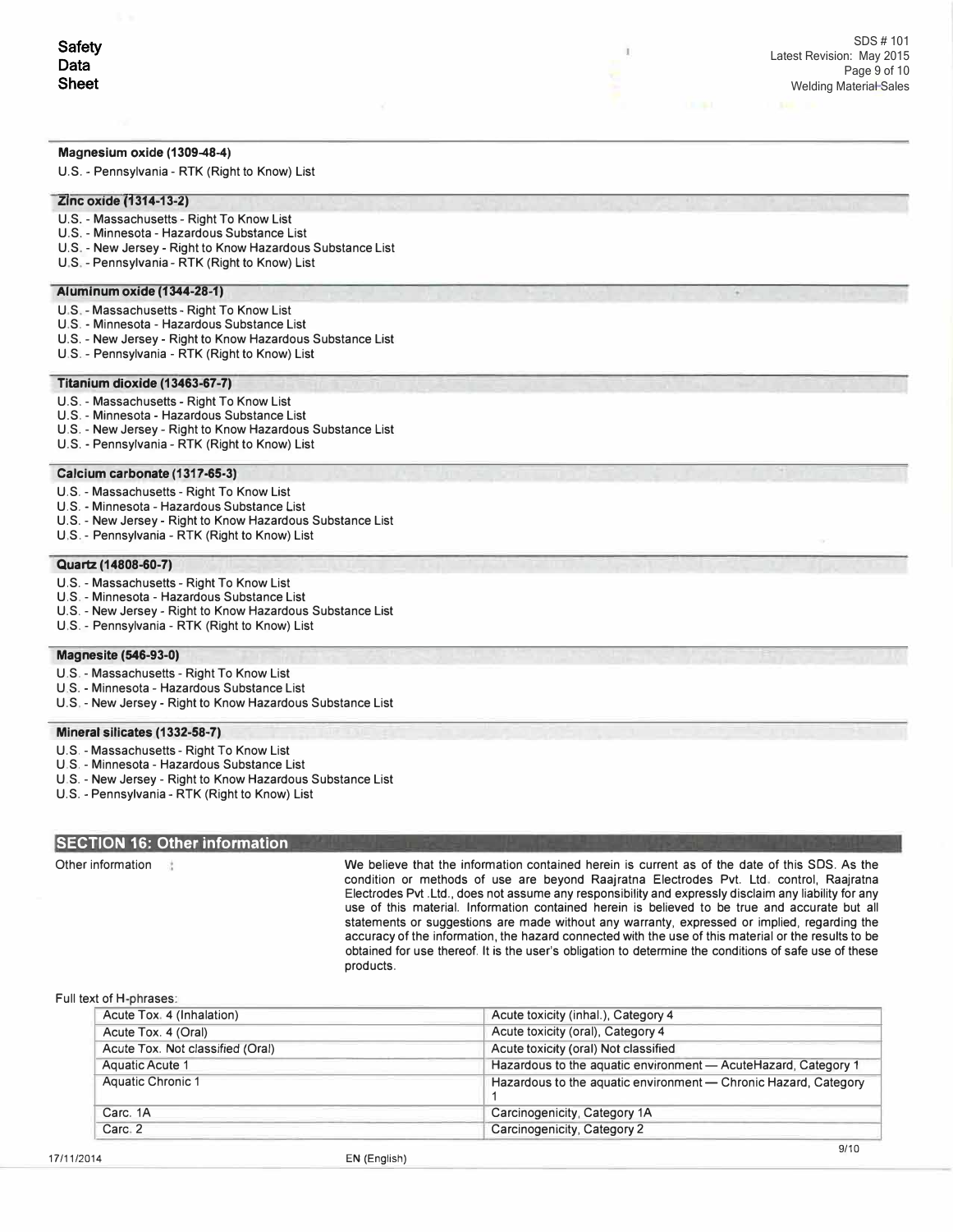**Magnesium oxide (1309-48-4)**

U.S. - Pennsylvania - RTK (Right to Know) List

**Zinc oxide (1314-13-2)**

U.S. - Massachusetts - Right To Know List
U.S. - Minnesota - Hazardous Substance List
U.S. - New Jersey - Right to Know Hazardous Substance List
U.S. - Pennsylvania - RTK (Right to Know) List

**Aluminum oxide (1344-28-1)**

U.S. - Massachusetts - Right To Know List
U.S. - Minnesota - Hazardous Substance List
U.S. - New Jersey - Right to Know Hazardous Substance List
U.S. - Pennsylvania - RTK (Right to Know) List

**Titanium dioxide (13463-67-7)**

U.S. - Massachusetts - Right To Know List
U.S. - Minnesota - Hazardous Substance List
U.S. - New Jersey - Right to Know Hazardous Substance List
U.S. - Pennsylvania - RTK (Right to Know) List

**Calcium carbonate (1317-65-3)**

U.S. - Massachusetts - Right To Know List
U.S. - Minnesota - Hazardous Substance List
U.S. - New Jersey - Right to Know Hazardous Substance List
U.S. - Pennsylvania - RTK (Right to Know) List

**Quartz (14808-60-7)**

U.S. - Massachusetts - Right To Know List
U.S. - Minnesota - Hazardous Substance List
U.S. - New Jersey - Right to Know Hazardous Substance List
U.S. - Pennsylvania - RTK (Right to Know) List

**Magnesite (546-93-0)**

U.S. - Massachusetts - Right To Know List
U.S. - Minnesota - Hazardous Substance List
U.S. - New Jersey - Right to Know Hazardous Substance List

**Mineral silicates (1332-58-7)**

U.S. - Massachusetts - Right To Know List
U.S. - Minnesota - Hazardous Substance List
U.S. - New Jersey - Right to Know Hazardous Substance List
U.S. - Pennsylvania - RTK (Right to Know) List

## SECTION 16: Other information

Other information : We believe that the information contained herein is current as of the date of this SDS. As the condition or methods of use are beyond Raajratna Electrodes Pvt. Ltd. control, Raajratna Electrodes Pvt .Ltd., does not assume any responsibility and expressly disclaim any liability for any use of this material. Information contained herein is believed to be true and accurate but all statements or suggestions are made without any warranty, expressed or implied, regarding the accuracy of the information, the hazard connected with the use of this material or the results to be obtained for use thereof. It is the user's obligation to determine the conditions of safe use of these products.

Full text of H-phrases:

| | |
|---|---|
| Acute Tox. 4 (Inhalation) | Acute toxicity (inhal.), Category 4 |
| Acute Tox. 4 (Oral) | Acute toxicity (oral), Category 4 |
| Acute Tox. Not classified (Oral) | Acute toxicity (oral) Not classified |
| Aquatic Acute 1 | Hazardous to the aquatic environment — AcuteHazard, Category 1 |
| Aquatic Chronic 1 | Hazardous to the aquatic environment — Chronic Hazard, Category 1 |
| Carc. 1A | Carcinogenicity, Category 1A |
| Carc. 2 | Carcinogenicity, Category 2 |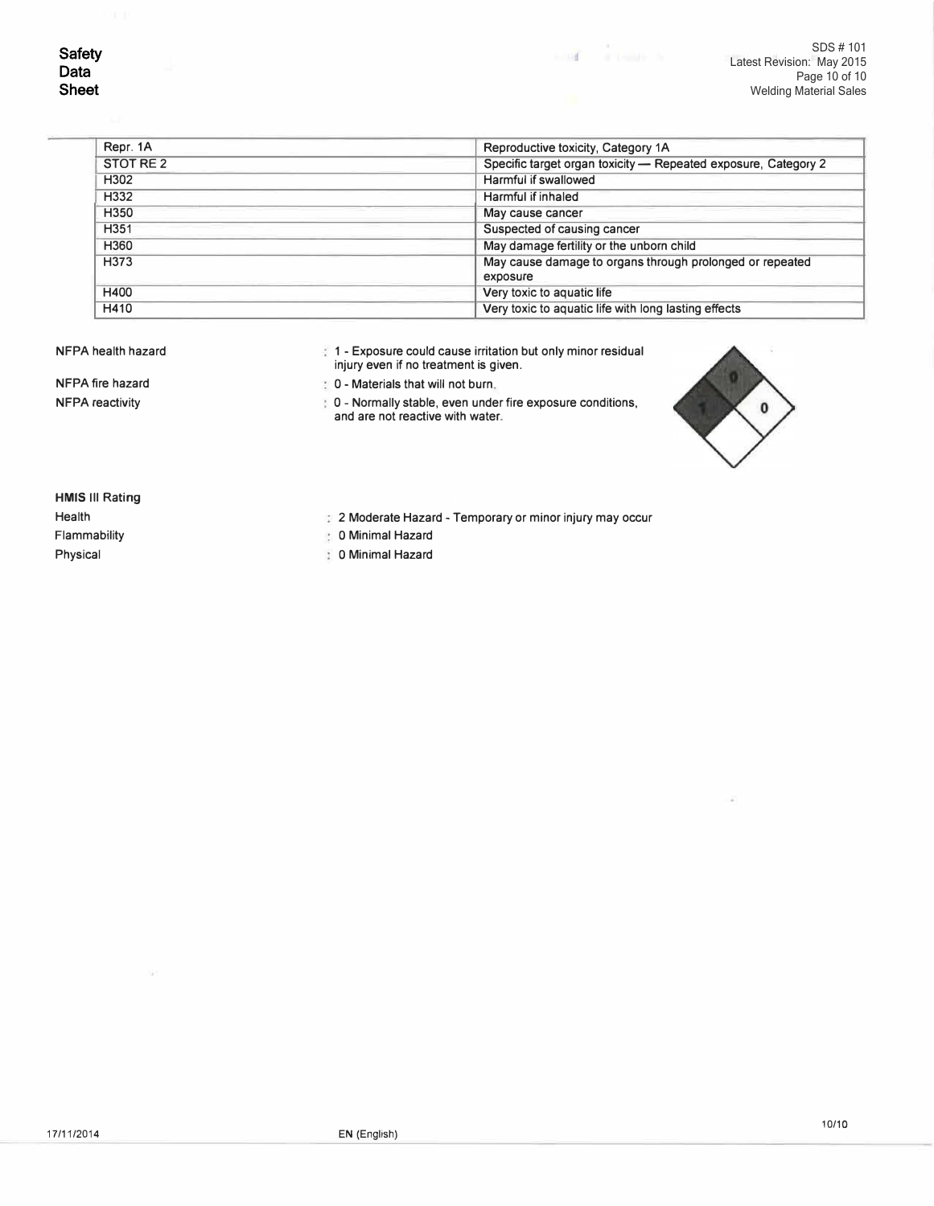| | |
|---|---|
| Repr. 1A | Reproductive toxicity, Category 1A |
| STOT RE 2 | Specific target organ toxicity — Repeated exposure, Category 2 |
| H302 | Harmful if swallowed |
| H332 | Harmful if inhaled |
| H350 | May cause cancer |
| H351 | Suspected of causing cancer |
| H360 | May damage fertility or the unborn child |
| H373 | May cause damage to organs through prolonged or repeated exposure |
| H400 | Very toxic to aquatic life |
| H410 | Very toxic to aquatic life with long lasting effects |

NFPA health hazard : 1 - Exposure could cause irritation but only minor residual injury even if no treatment is given.

NFPA fire hazard : 0 - Materials that will not burn.

NFPA reactivity : 0 - Normally stable, even under fire exposure conditions, and are not reactive with water.

0

1

0

**HMIS III Rating**

Health : 2 Moderate Hazard - Temporary or minor injury may occur

Flammability : 0 Minimal Hazard

Physical : 0 Minimal Hazard

17/11/2014 EN (English)